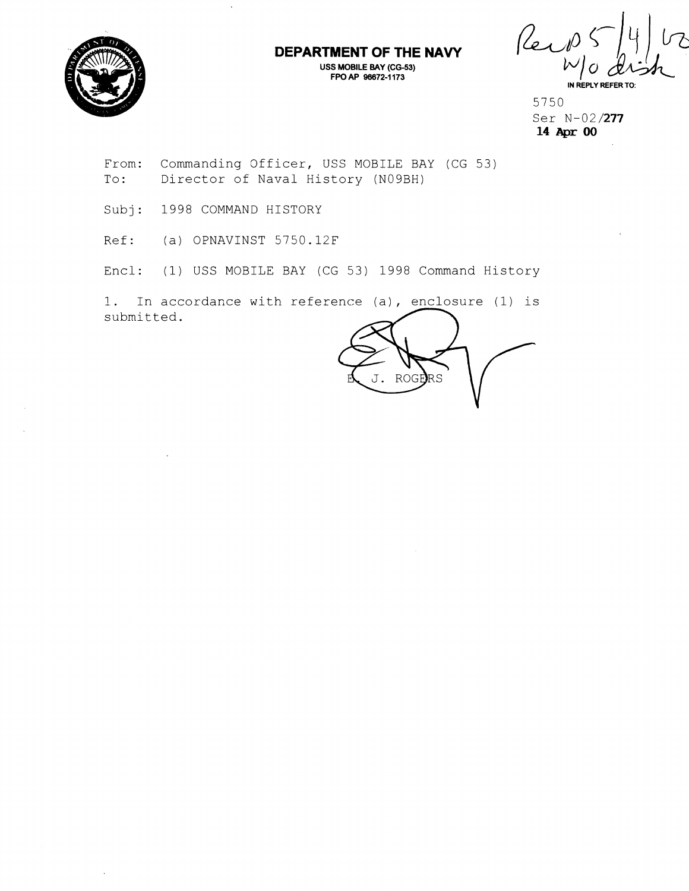**DEPARTMENT OF THE NAVY**
USS MOBILE BAY (CG-53)
FPO AP 96672-1173

Rec'd 5/4/02
w/o disk

IN REPLY REFER TO:

5750
Ser N-02/**277**
**14 Apr 00**

From: Commanding Officer, USS MOBILE BAY (CG 53)
To: Director of Naval History (N09BH)

Subj: 1998 COMMAND HISTORY

Ref: (a) OPNAVINST 5750.12F

Encl: (1) USS MOBILE BAY (CG 53) 1998 Command History

1. In accordance with reference (a), enclosure (1) is submitted.

E. J. ROGERS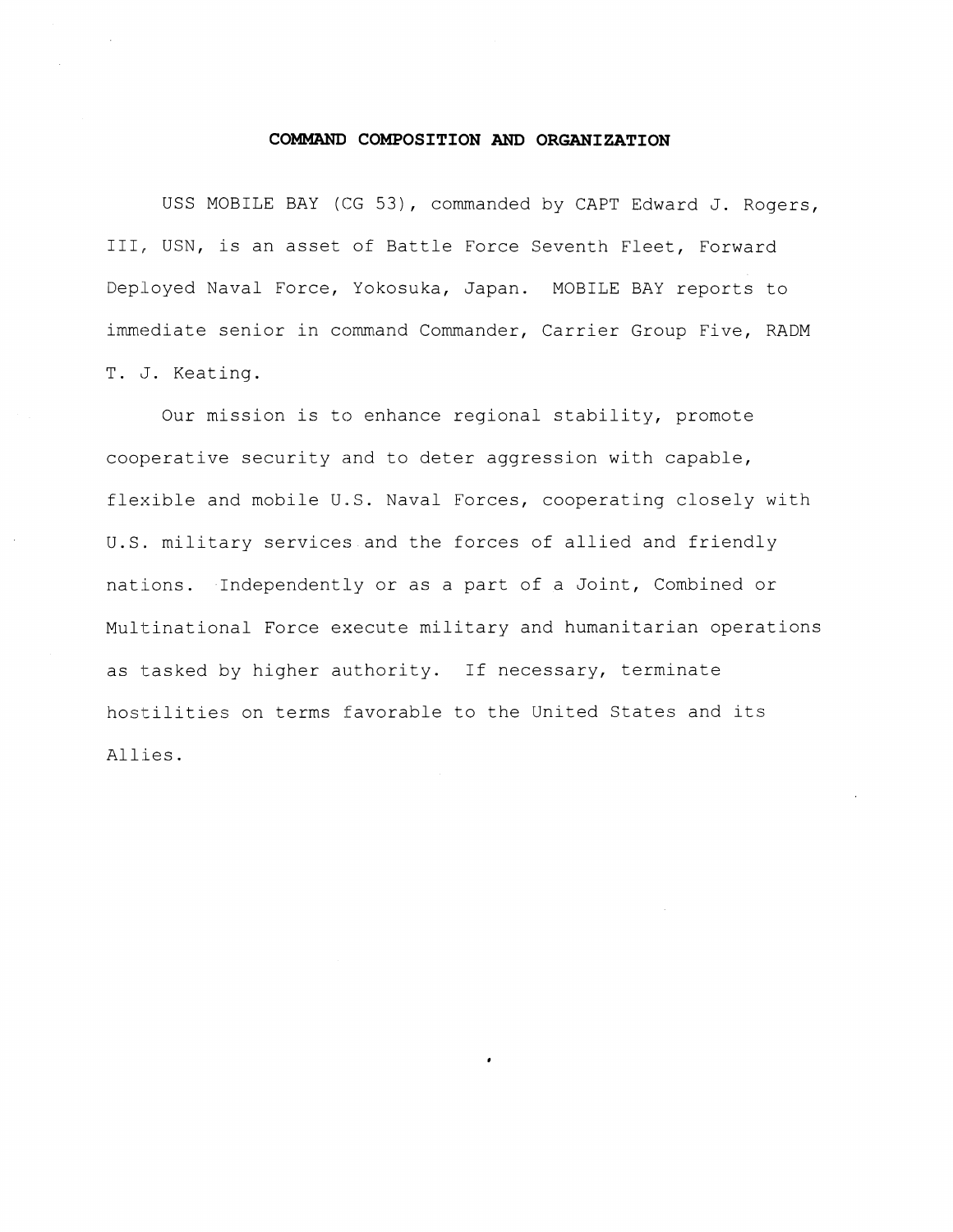# COMMAND COMPOSITION AND ORGANIZATION

USS MOBILE BAY (CG 53), commanded by CAPT Edward J. Rogers, III, USN, is an asset of Battle Force Seventh Fleet, Forward Deployed Naval Force, Yokosuka, Japan. MOBILE BAY reports to immediate senior in command Commander, Carrier Group Five, RADM T. J. Keating.

Our mission is to enhance regional stability, promote cooperative security and to deter aggression with capable, flexible and mobile U.S. Naval Forces, cooperating closely with U.S. military services and the forces of allied and friendly nations. Independently or as a part of a Joint, Combined or Multinational Force execute military and humanitarian operations as tasked by higher authority. If necessary, terminate hostilities on terms favorable to the United States and its Allies.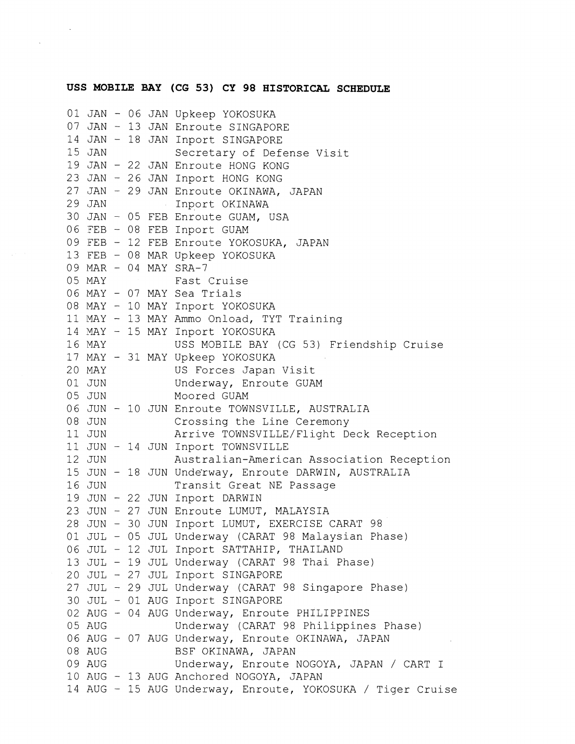**USS MOBILE BAY (CG 53) CY 98 HISTORICAL SCHEDULE**

```
01 JAN - 06 JAN Upkeep YOKOSUKA
07 JAN - 13 JAN Enroute SINGAPORE
14 JAN - 18 JAN Inport SINGAPORE
15 JAN          Secretary of Defense Visit
19 JAN - 22 JAN Enroute HONG KONG
23 JAN - 26 JAN Inport HONG KONG
27 JAN - 29 JAN Enroute OKINAWA, JAPAN
29 JAN          Inport OKINAWA
30 JAN - 05 FEB Enroute GUAM, USA
06 FEB - 08 FEB Inport GUAM
09 FEB - 12 FEB Enroute YOKOSUKA, JAPAN
13 FEB - 08 MAR Upkeep YOKOSUKA
09 MAR - 04 MAY SRA-7
05 MAY          Fast Cruise
06 MAY - 07 MAY Sea Trials
08 MAY - 10 MAY Inport YOKOSUKA
11 MAY - 13 MAY Ammo Onload, TYT Training
14 MAY - 15 MAY Inport YOKOSUKA
16 MAY          USS MOBILE BAY (CG 53) Friendship Cruise
17 MAY - 31 MAY Upkeep YOKOSUKA
20 MAY          US Forces Japan Visit
01 JUN          Underway, Enroute GUAM
05 JUN          Moored GUAM
06 JUN - 10 JUN Enroute TOWNSVILLE, AUSTRALIA
08 JUN          Crossing the Line Ceremony
11 JUN          Arrive TOWNSVILLE/Flight Deck Reception
11 JUN - 14 JUN Inport TOWNSVILLE
12 JUN          Australian-American Association Reception
15 JUN - 18 JUN Underway, Enroute DARWIN, AUSTRALIA
16 JUN          Transit Great NE Passage
19 JUN - 22 JUN Inport DARWIN
23 JUN - 27 JUN Enroute LUMUT, MALAYSIA
28 JUN - 30 JUN Inport LUMUT, EXERCISE CARAT 98
01 JUL - 05 JUL Underway (CARAT 98 Malaysian Phase)
06 JUL - 12 JUL Inport SATTAHIP, THAILAND
13 JUL - 19 JUL Underway (CARAT 98 Thai Phase)
20 JUL - 27 JUL Inport SINGAPORE
27 JUL - 29 JUL Underway (CARAT 98 Singapore Phase)
30 JUL - 01 AUG Inport SINGAPORE
02 AUG - 04 AUG Underway, Enroute PHILIPPINES
05 AUG          Underway (CARAT 98 Philippines Phase)
06 AUG - 07 AUG Underway, Enroute OKINAWA, JAPAN
08 AUG          BSF OKINAWA, JAPAN
09 AUG          Underway, Enroute NOGOYA, JAPAN / CART I
10 AUG - 13 AUG Anchored NOGOYA, JAPAN
14 AUG - 15 AUG Underway, Enroute, YOKOSUKA / Tiger Cruise
```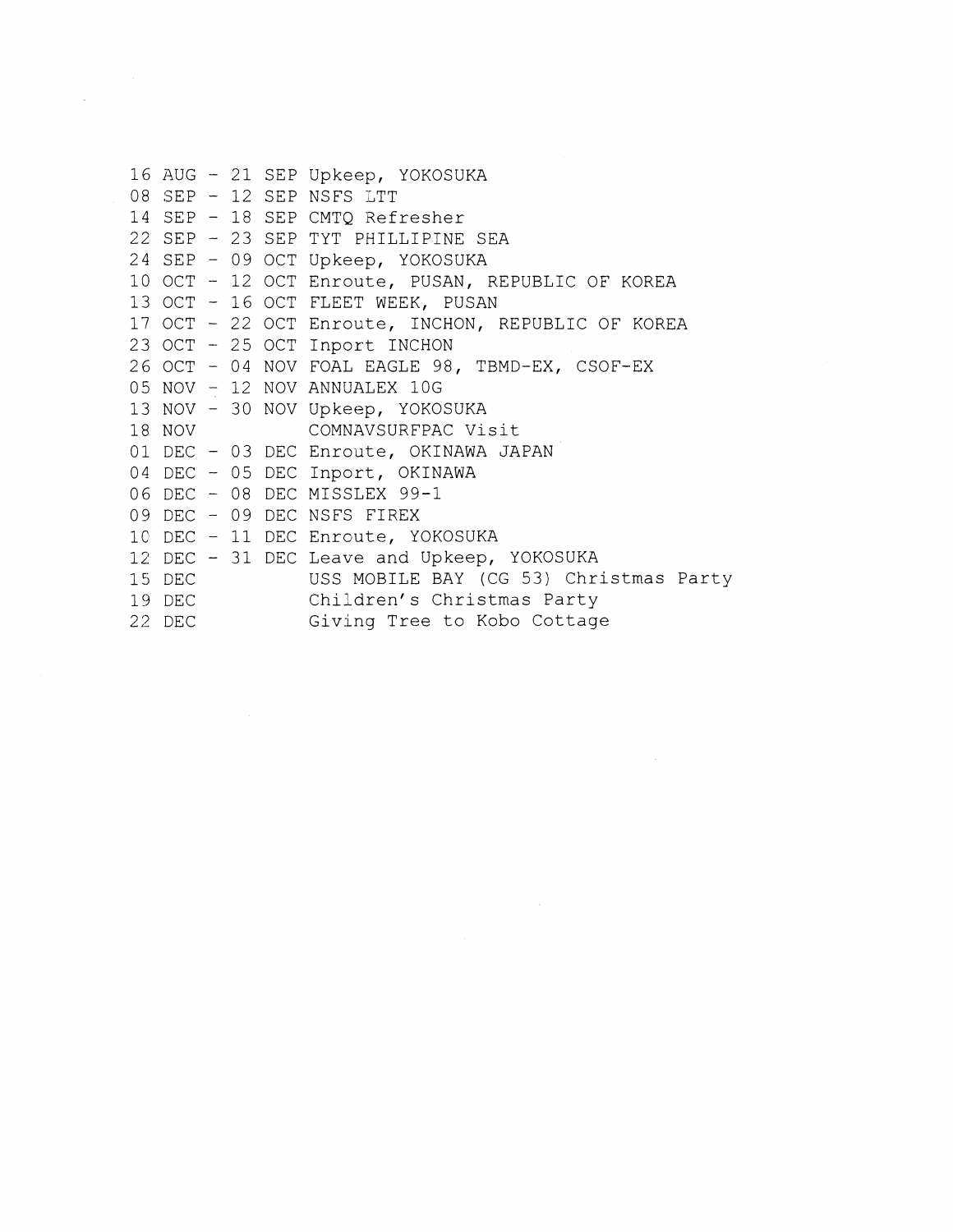16 AUG - 21 SEP Upkeep, YOKOSUKA
08 SEP - 12 SEP NSFS LTT
14 SEP - 18 SEP CMTQ Refresher
22 SEP - 23 SEP TYT PHILLIPINE SEA
24 SEP - 09 OCT Upkeep, YOKOSUKA
10 OCT - 12 OCT Enroute, PUSAN, REPUBLIC OF KOREA
13 OCT - 16 OCT FLEET WEEK, PUSAN
17 OCT - 22 OCT Enroute, INCHON, REPUBLIC OF KOREA
23 OCT - 25 OCT Inport INCHON
26 OCT - 04 NOV FOAL EAGLE 98, TBMD-EX, CSOF-EX
05 NOV - 12 NOV ANNUALEX 10G
13 NOV - 30 NOV Upkeep, YOKOSUKA
18 NOV COMNAVSURFPAC Visit
01 DEC - 03 DEC Enroute, OKINAWA JAPAN
04 DEC - 05 DEC Inport, OKINAWA
06 DEC - 08 DEC MISSLEX 99-1
09 DEC - 09 DEC NSFS FIREX
10 DEC - 11 DEC Enroute, YOKOSUKA
12 DEC - 31 DEC Leave and Upkeep, YOKOSUKA
15 DEC USS MOBILE BAY (CG 53) Christmas Party
19 DEC Children's Christmas Party
22 DEC Giving Tree to Kobo Cottage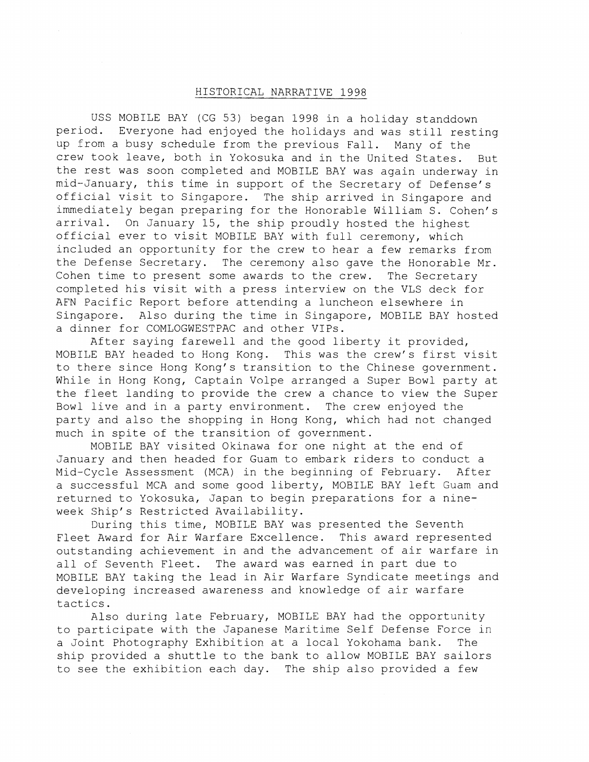## HISTORICAL NARRATIVE 1998

USS MOBILE BAY (CG 53) began 1998 in a holiday standdown period. Everyone had enjoyed the holidays and was still resting up from a busy schedule from the previous Fall. Many of the crew took leave, both in Yokosuka and in the United States. But the rest was soon completed and MOBILE BAY was again underway in mid-January, this time in support of the Secretary of Defense's official visit to Singapore. The ship arrived in Singapore and immediately began preparing for the Honorable William S. Cohen's arrival. On January 15, the ship proudly hosted the highest official ever to visit MOBILE BAY with full ceremony, which included an opportunity for the crew to hear a few remarks from the Defense Secretary. The ceremony also gave the Honorable Mr. Cohen time to present some awards to the crew. The Secretary completed his visit with a press interview on the VLS deck for AFN Pacific Report before attending a luncheon elsewhere in Singapore. Also during the time in Singapore, MOBILE BAY hosted a dinner for COMLOGWESTPAC and other VIPs.

After saying farewell and the good liberty it provided, MOBILE BAY headed to Hong Kong. This was the crew's first visit to there since Hong Kong's transition to the Chinese government. While in Hong Kong, Captain Volpe arranged a Super Bowl party at the fleet landing to provide the crew a chance to view the Super Bowl live and in a party environment. The crew enjoyed the party and also the shopping in Hong Kong, which had not changed much in spite of the transition of government.

MOBILE BAY visited Okinawa for one night at the end of January and then headed for Guam to embark riders to conduct a Mid-Cycle Assessment (MCA) in the beginning of February. After a successful MCA and some good liberty, MOBILE BAY left Guam and returned to Yokosuka, Japan to begin preparations for a nine-week Ship's Restricted Availability.

During this time, MOBILE BAY was presented the Seventh Fleet Award for Air Warfare Excellence. This award represented outstanding achievement in and the advancement of air warfare in all of Seventh Fleet. The award was earned in part due to MOBILE BAY taking the lead in Air Warfare Syndicate meetings and developing increased awareness and knowledge of air warfare tactics.

Also during late February, MOBILE BAY had the opportunity to participate with the Japanese Maritime Self Defense Force in a Joint Photography Exhibition at a local Yokohama bank. The ship provided a shuttle to the bank to allow MOBILE BAY sailors to see the exhibition each day. The ship also provided a few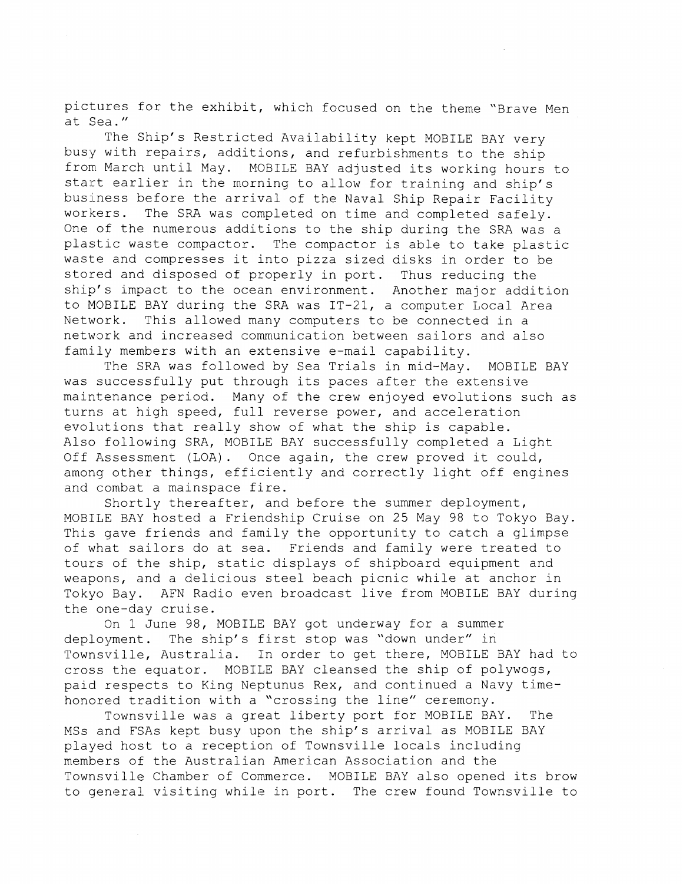pictures for the exhibit, which focused on the theme "Brave Men at Sea."

The Ship's Restricted Availability kept MOBILE BAY very busy with repairs, additions, and refurbishments to the ship from March until May. MOBILE BAY adjusted its working hours to start earlier in the morning to allow for training and ship's business before the arrival of the Naval Ship Repair Facility workers. The SRA was completed on time and completed safely. One of the numerous additions to the ship during the SRA was a plastic waste compactor. The compactor is able to take plastic waste and compresses it into pizza sized disks in order to be stored and disposed of properly in port. Thus reducing the ship's impact to the ocean environment. Another major addition to MOBILE BAY during the SRA was IT-21, a computer Local Area Network. This allowed many computers to be connected in a network and increased communication between sailors and also family members with an extensive e-mail capability.

The SRA was followed by Sea Trials in mid-May. MOBILE BAY was successfully put through its paces after the extensive maintenance period. Many of the crew enjoyed evolutions such as turns at high speed, full reverse power, and acceleration evolutions that really show of what the ship is capable. Also following SRA, MOBILE BAY successfully completed a Light Off Assessment (LOA). Once again, the crew proved it could, among other things, efficiently and correctly light off engines and combat a mainspace fire.

Shortly thereafter, and before the summer deployment, MOBILE BAY hosted a Friendship Cruise on 25 May 98 to Tokyo Bay. This gave friends and family the opportunity to catch a glimpse of what sailors do at sea. Friends and family were treated to tours of the ship, static displays of shipboard equipment and weapons, and a delicious steel beach picnic while at anchor in Tokyo Bay. AFN Radio even broadcast live from MOBILE BAY during the one-day cruise.

On 1 June 98, MOBILE BAY got underway for a summer deployment. The ship's first stop was "down under" in Townsville, Australia. In order to get there, MOBILE BAY had to cross the equator. MOBILE BAY cleansed the ship of polywogs, paid respects to King Neptunus Rex, and continued a Navy time-honored tradition with a "crossing the line" ceremony.

Townsville was a great liberty port for MOBILE BAY. The MSs and FSAs kept busy upon the ship's arrival as MOBILE BAY played host to a reception of Townsville locals including members of the Australian American Association and the Townsville Chamber of Commerce. MOBILE BAY also opened its brow to general visiting while in port. The crew found Townsville to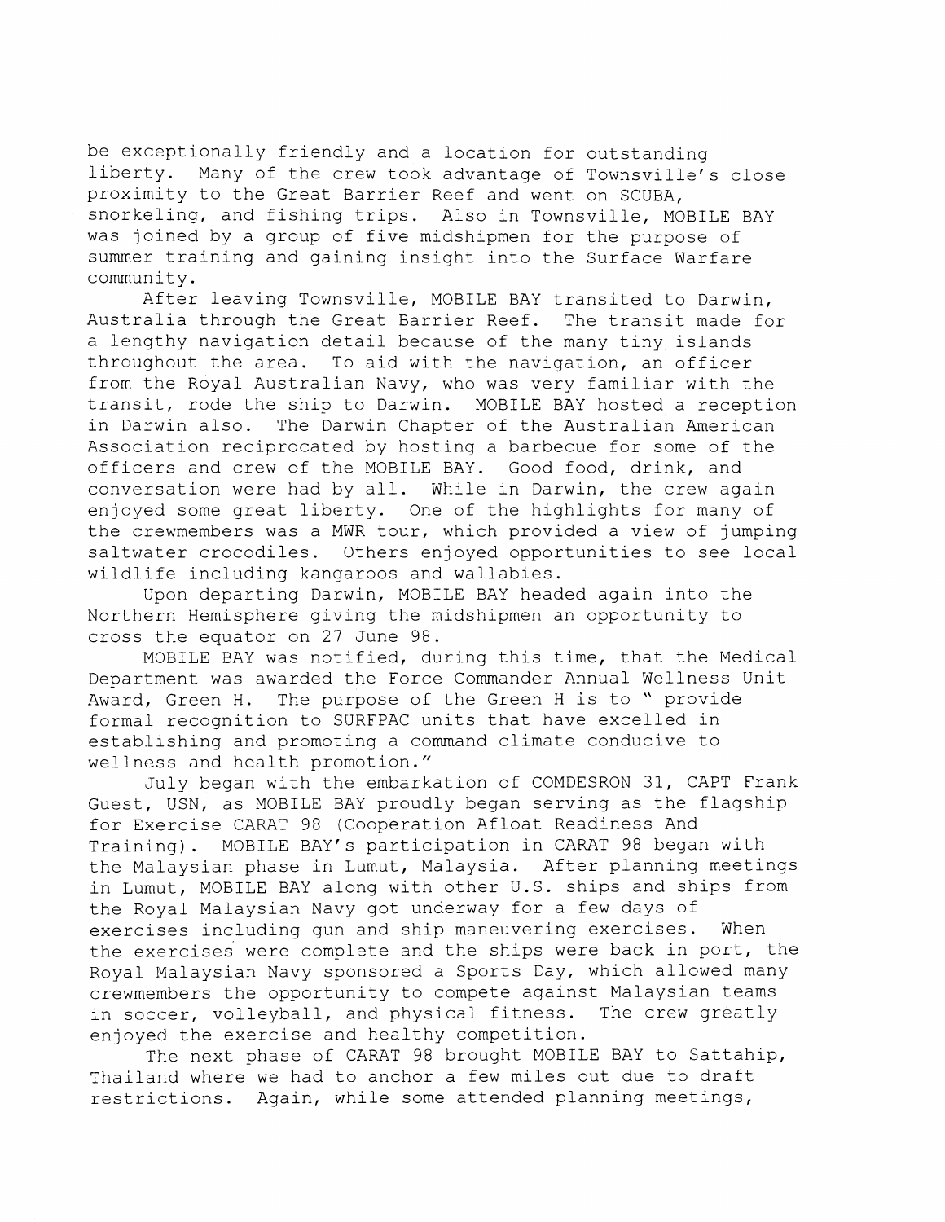be exceptionally friendly and a location for outstanding liberty. Many of the crew took advantage of Townsville's close proximity to the Great Barrier Reef and went on SCUBA, snorkeling, and fishing trips. Also in Townsville, MOBILE BAY was joined by a group of five midshipmen for the purpose of summer training and gaining insight into the Surface Warfare community.

After leaving Townsville, MOBILE BAY transited to Darwin, Australia through the Great Barrier Reef. The transit made for a lengthy navigation detail because of the many tiny islands throughout the area. To aid with the navigation, an officer from the Royal Australian Navy, who was very familiar with the transit, rode the ship to Darwin. MOBILE BAY hosted a reception in Darwin also. The Darwin Chapter of the Australian American Association reciprocated by hosting a barbecue for some of the officers and crew of the MOBILE BAY. Good food, drink, and conversation were had by all. While in Darwin, the crew again enjoyed some great liberty. One of the highlights for many of the crewmembers was a MWR tour, which provided a view of jumping saltwater crocodiles. Others enjoyed opportunities to see local wildlife including kangaroos and wallabies.

Upon departing Darwin, MOBILE BAY headed again into the Northern Hemisphere giving the midshipmen an opportunity to cross the equator on 27 June 98.

MOBILE BAY was notified, during this time, that the Medical Department was awarded the Force Commander Annual Wellness Unit Award, Green H. The purpose of the Green H is to " provide formal recognition to SURFPAC units that have excelled in establishing and promoting a command climate conducive to wellness and health promotion."

July began with the embarkation of COMDESRON 31, CAPT Frank Guest, USN, as MOBILE BAY proudly began serving as the flagship for Exercise CARAT 98 (Cooperation Afloat Readiness And Training). MOBILE BAY's participation in CARAT 98 began with the Malaysian phase in Lumut, Malaysia. After planning meetings in Lumut, MOBILE BAY along with other U.S. ships and ships from the Royal Malaysian Navy got underway for a few days of exercises including gun and ship maneuvering exercises. When the exercises were complete and the ships were back in port, the Royal Malaysian Navy sponsored a Sports Day, which allowed many crewmembers the opportunity to compete against Malaysian teams in soccer, volleyball, and physical fitness. The crew greatly enjoyed the exercise and healthy competition.

The next phase of CARAT 98 brought MOBILE BAY to Sattahip, Thailand where we had to anchor a few miles out due to draft restrictions. Again, while some attended planning meetings,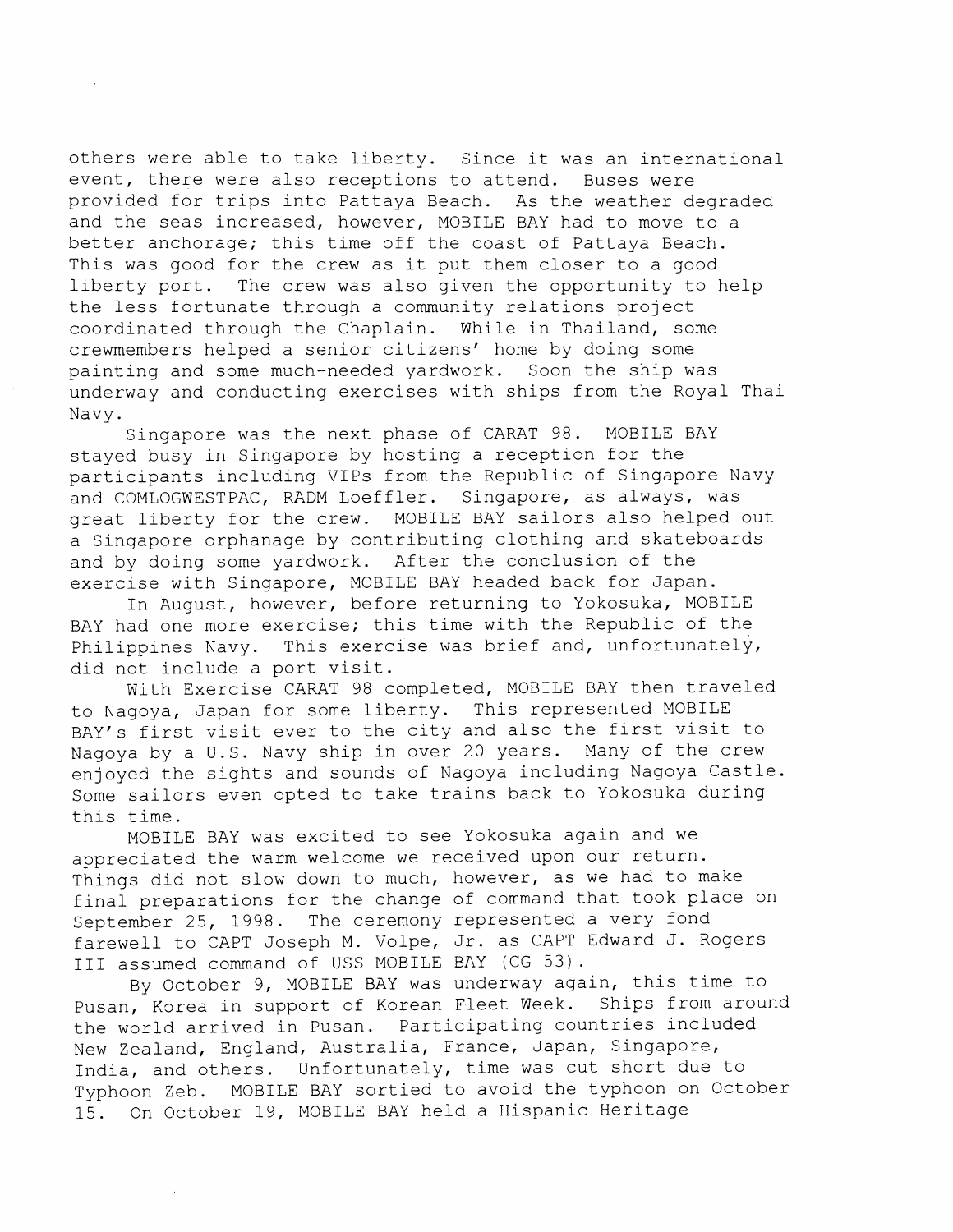others were able to take liberty. Since it was an international event, there were also receptions to attend. Buses were provided for trips into Pattaya Beach. As the weather degraded and the seas increased, however, MOBILE BAY had to move to a better anchorage; this time off the coast of Pattaya Beach. This was good for the crew as it put them closer to a good liberty port. The crew was also given the opportunity to help the less fortunate through a community relations project coordinated through the Chaplain. While in Thailand, some crewmembers helped a senior citizens' home by doing some painting and some much-needed yardwork. Soon the ship was underway and conducting exercises with ships from the Royal Thai Navy.

Singapore was the next phase of CARAT 98. MOBILE BAY stayed busy in Singapore by hosting a reception for the participants including VIPs from the Republic of Singapore Navy and COMLOGWESTPAC, RADM Loeffler. Singapore, as always, was great liberty for the crew. MOBILE BAY sailors also helped out a Singapore orphanage by contributing clothing and skateboards and by doing some yardwork. After the conclusion of the exercise with Singapore, MOBILE BAY headed back for Japan.

In August, however, before returning to Yokosuka, MOBILE BAY had one more exercise; this time with the Republic of the Philippines Navy. This exercise was brief and, unfortunately, did not include a port visit.

With Exercise CARAT 98 completed, MOBILE BAY then traveled to Nagoya, Japan for some liberty. This represented MOBILE BAY's first visit ever to the city and also the first visit to Nagoya by a U.S. Navy ship in over 20 years. Many of the crew enjoyed the sights and sounds of Nagoya including Nagoya Castle. Some sailors even opted to take trains back to Yokosuka during this time.

MOBILE BAY was excited to see Yokosuka again and we appreciated the warm welcome we received upon our return. Things did not slow down to much, however, as we had to make final preparations for the change of command that took place on September 25, 1998. The ceremony represented a very fond farewell to CAPT Joseph M. Volpe, Jr. as CAPT Edward J. Rogers III assumed command of USS MOBILE BAY (CG 53).

By October 9, MOBILE BAY was underway again, this time to Pusan, Korea in support of Korean Fleet Week. Ships from around the world arrived in Pusan. Participating countries included New Zealand, England, Australia, France, Japan, Singapore, India, and others. Unfortunately, time was cut short due to Typhoon Zeb. MOBILE BAY sortied to avoid the typhoon on October 15. On October 19, MOBILE BAY held a Hispanic Heritage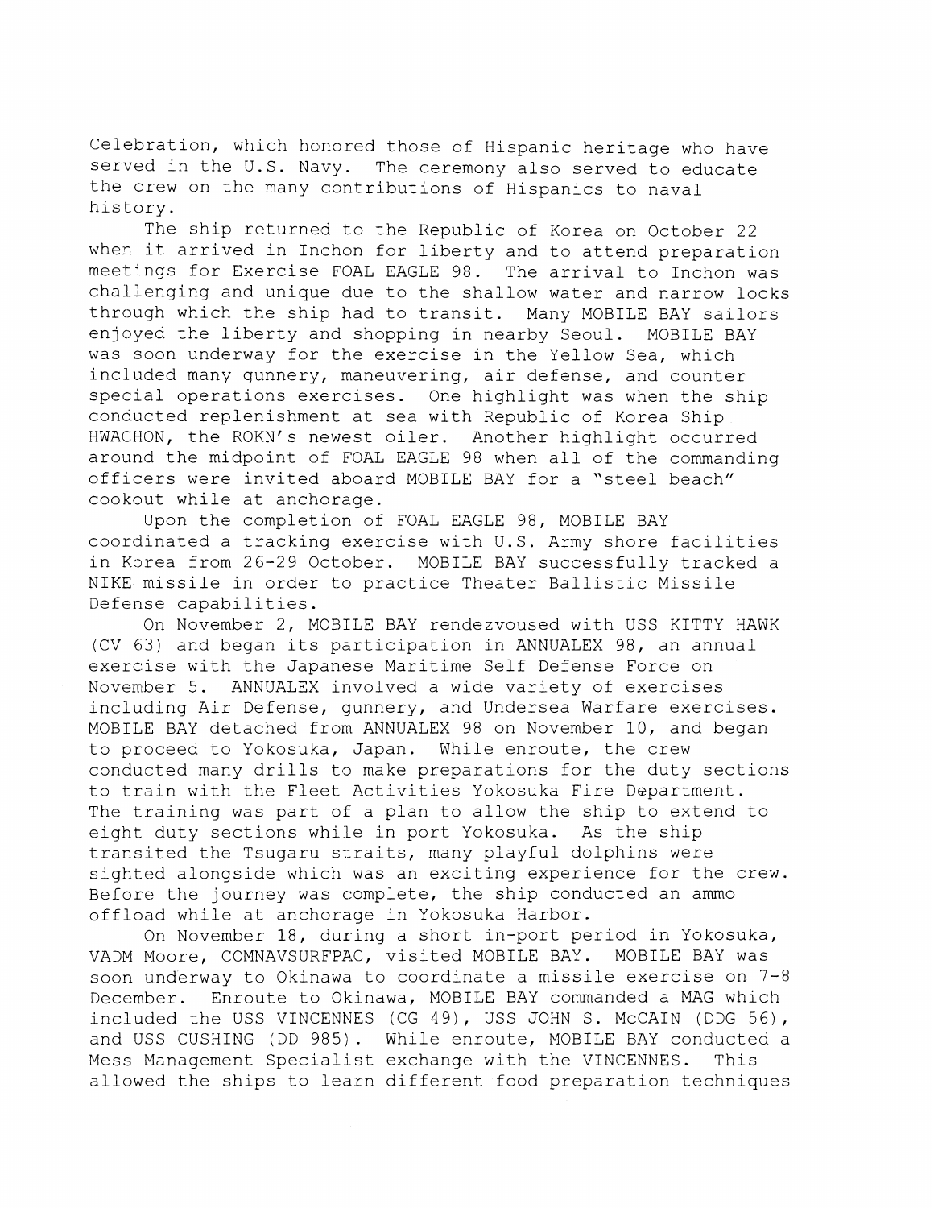Celebration, which honored those of Hispanic heritage who have served in the U.S. Navy. The ceremony also served to educate the crew on the many contributions of Hispanics to naval history.

The ship returned to the Republic of Korea on October 22 when it arrived in Inchon for liberty and to attend preparation meetings for Exercise FOAL EAGLE 98. The arrival to Inchon was challenging and unique due to the shallow water and narrow locks through which the ship had to transit. Many MOBILE BAY sailors enjoyed the liberty and shopping in nearby Seoul. MOBILE BAY was soon underway for the exercise in the Yellow Sea, which included many gunnery, maneuvering, air defense, and counter special operations exercises. One highlight was when the ship conducted replenishment at sea with Republic of Korea Ship HWACHON, the ROKN's newest oiler. Another highlight occurred around the midpoint of FOAL EAGLE 98 when all of the commanding officers were invited aboard MOBILE BAY for a "steel beach" cookout while at anchorage.

Upon the completion of FOAL EAGLE 98, MOBILE BAY coordinated a tracking exercise with U.S. Army shore facilities in Korea from 26-29 October. MOBILE BAY successfully tracked a NIKE missile in order to practice Theater Ballistic Missile Defense capabilities.

On November 2, MOBILE BAY rendezvoused with USS KITTY HAWK (CV 63) and began its participation in ANNUALEX 98, an annual exercise with the Japanese Maritime Self Defense Force on November 5. ANNUALEX involved a wide variety of exercises including Air Defense, gunnery, and Undersea Warfare exercises. MOBILE BAY detached from ANNUALEX 98 on November 10, and began to proceed to Yokosuka, Japan. While enroute, the crew conducted many drills to make preparations for the duty sections to train with the Fleet Activities Yokosuka Fire Department. The training was part of a plan to allow the ship to extend to eight duty sections while in port Yokosuka. As the ship transited the Tsugaru straits, many playful dolphins were sighted alongside which was an exciting experience for the crew. Before the journey was complete, the ship conducted an ammo offload while at anchorage in Yokosuka Harbor.

On November 18, during a short in-port period in Yokosuka, VADM Moore, COMNAVSURFPAC, visited MOBILE BAY. MOBILE BAY was soon underway to Okinawa to coordinate a missile exercise on 7-8 December. Enroute to Okinawa, MOBILE BAY commanded a MAG which included the USS VINCENNES (CG 49), USS JOHN S. McCAIN (DDG 56), and USS CUSHING (DD 985). While enroute, MOBILE BAY conducted a Mess Management Specialist exchange with the VINCENNES. This allowed the ships to learn different food preparation techniques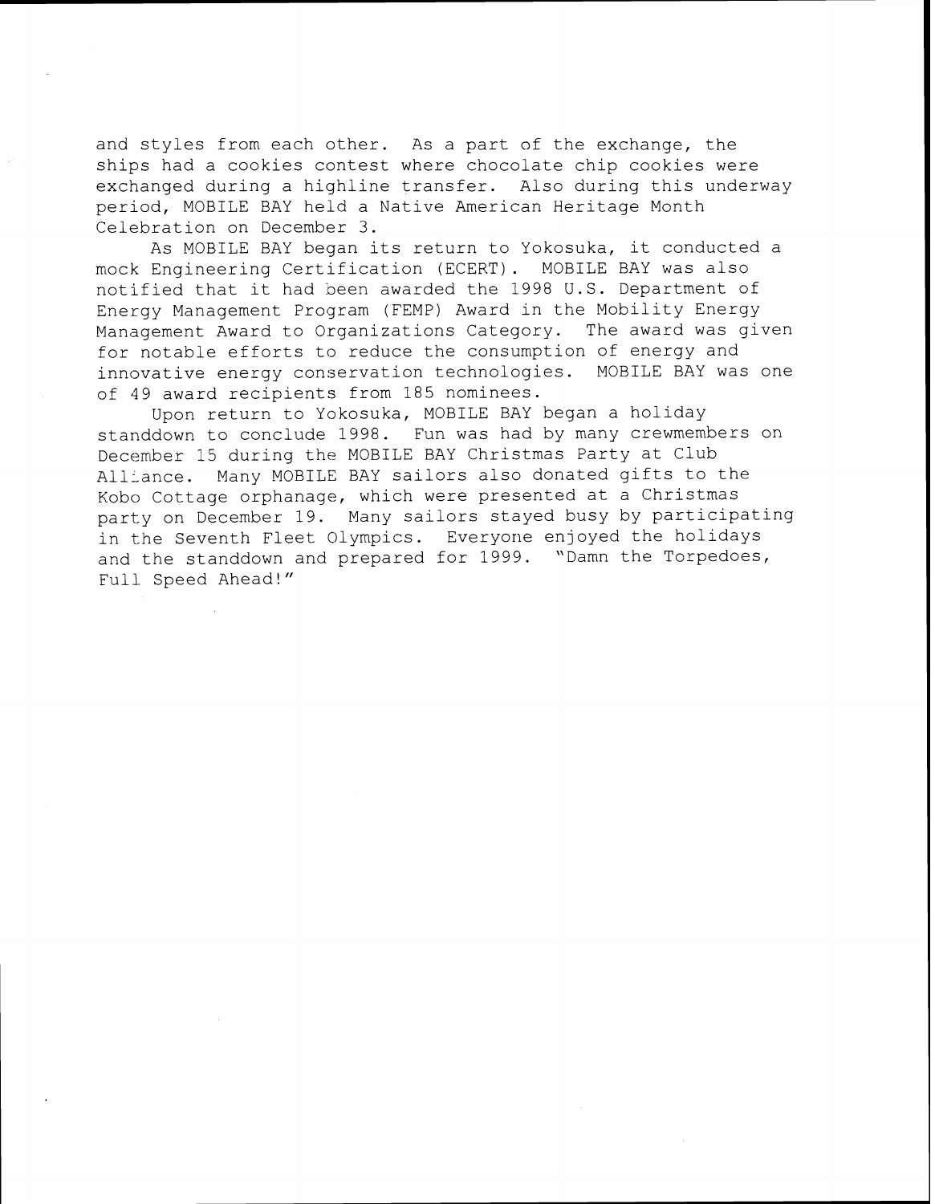and styles from each other. As a part of the exchange, the ships had a cookies contest where chocolate chip cookies were exchanged during a highline transfer. Also during this underway period, MOBILE BAY held a Native American Heritage Month Celebration on December 3.

As MOBILE BAY began its return to Yokosuka, it conducted a mock Engineering Certification (ECERT). MOBILE BAY was also notified that it had been awarded the 1998 U.S. Department of Energy Management Program (FEMP) Award in the Mobility Energy Management Award to Organizations Category. The award was given for notable efforts to reduce the consumption of energy and innovative energy conservation technologies. MOBILE BAY was one of 49 award recipients from 185 nominees.

Upon return to Yokosuka, MOBILE BAY began a holiday standdown to conclude 1998. Fun was had by many crewmembers on December 15 during the MOBILE BAY Christmas Party at Club Alliance. Many MOBILE BAY sailors also donated gifts to the Kobo Cottage orphanage, which were presented at a Christmas party on December 19. Many sailors stayed busy by participating in the Seventh Fleet Olympics. Everyone enjoyed the holidays and the standdown and prepared for 1999. "Damn the Torpedoes, Full Speed Ahead!"